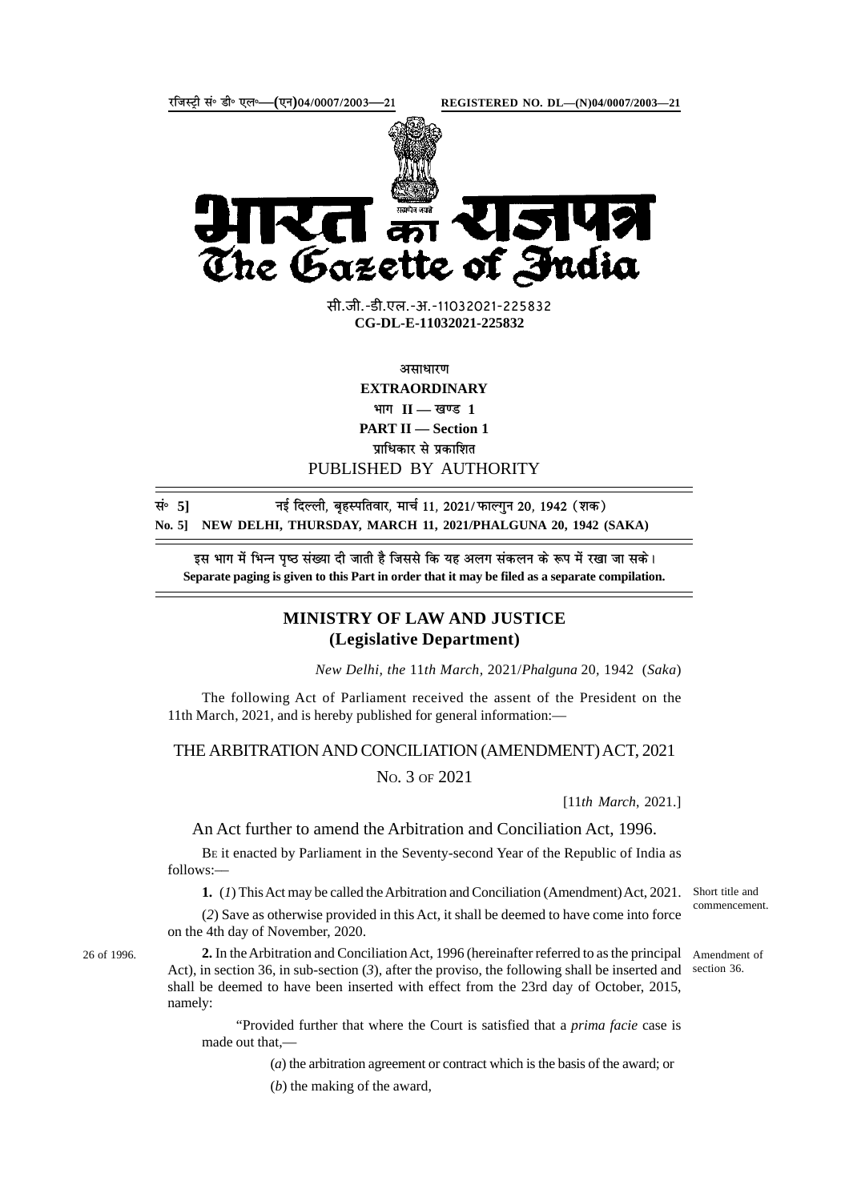रजिस्ट्री सं॰ डी॰ एल॰—(एन)04/0007/2003—21 REGISTERED NO. DL—(N)04/0007/2003—21

# भारत का राजपत्र
# The Gazette of India

सी.जी.-डी.एल.-अ.-11032021-225832
**CG-DL-E-11032021-225832**

असाधारण
**EXTRAORDINARY**
भाग II — खण्ड 1
**PART II — Section 1**
प्राधिकार से प्रकाशित
PUBLISHED BY AUTHORITY

सं॰ 5] नई दिल्ली, बृहस्पतिवार, मार्च 11, 2021/फाल्गुन 20, 1942 (शक)
**No. 5] NEW DELHI, THURSDAY, MARCH 11, 2021/PHALGUNA 20, 1942 (SAKA)**

इस भाग में भिन्न पृष्ठ संख्या दी जाती है जिससे कि यह अलग संकलन के रूप में रखा जा सके।
**Separate paging is given to this Part in order that it may be filed as a separate compilation.**

## MINISTRY OF LAW AND JUSTICE
## (Legislative Department)

*New Delhi, the 11th March, 2021/Phalguna 20, 1942 (Saka)*

The following Act of Parliament received the assent of the President on the 11th March, 2021, and is hereby published for general information:—

## THE ARBITRATION AND CONCILIATION (AMENDMENT) ACT, 2021

No. 3 of 2021

[11*th March*, 2021.]

An Act further to amend the Arbitration and Conciliation Act, 1996.

Be it enacted by Parliament in the Seventy-second Year of the Republic of India as follows:—

Short title and commencement.

**1.** (*1*) This Act may be called the Arbitration and Conciliation (Amendment) Act, 2021.

(*2*) Save as otherwise provided in this Act, it shall be deemed to have come into force on the 4th day of November, 2020.

26 of 1996.

Amendment of section 36.

**2.** In the Arbitration and Conciliation Act, 1996 (hereinafter referred to as the principal Act), in section 36, in sub-section (*3*), after the proviso, the following shall be inserted and shall be deemed to have been inserted with effect from the 23rd day of October, 2015, namely:

"Provided further that where the Court is satisfied that a *prima facie* case is made out that,—

(*a*) the arbitration agreement or contract which is the basis of the award; or

(*b*) the making of the award,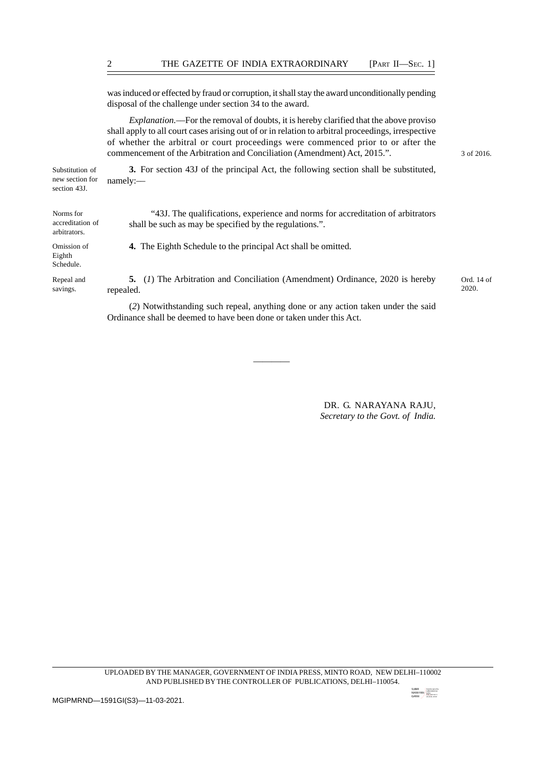was induced or effected by fraud or corruption, it shall stay the award unconditionally pending disposal of the challenge under section 34 to the award.

*Explanation.*—For the removal of doubts, it is hereby clarified that the above proviso shall apply to all court cases arising out of or in relation to arbitral proceedings, irrespective of whether the arbitral or court proceedings were commenced prior to or after the commencement of the Arbitration and Conciliation (Amendment) Act, 2015.". 3 of 2016.

Substitution of new section for section 43J.

**3.** For section 43J of the principal Act, the following section shall be substituted, namely:—

Norms for accreditation of arbitrators.

"43J. The qualifications, experience and norms for accreditation of arbitrators shall be such as may be specified by the regulations.".

Omission of Eighth Schedule.

**4.** The Eighth Schedule to the principal Act shall be omitted.

Repeal and savings.

**5.** (*1*) The Arbitration and Conciliation (Amendment) Ordinance, 2020 is hereby repealed. Ord. 14 of 2020.

(*2*) Notwithstanding such repeal, anything done or any action taken under the said Ordinance shall be deemed to have been done or taken under this Act.

————

DR. G. NARAYANA RAJU,
*Secretary to the Govt. of India.*

UPLOADED BY THE MANAGER, GOVERNMENT OF INDIA PRESS, MINTO ROAD, NEW DELHI–110002
AND PUBLISHED BY THE CONTROLLER OF PUBLICATIONS, DELHI–110054.

MGIPMRND—1591GI(S3)—11-03-2021.